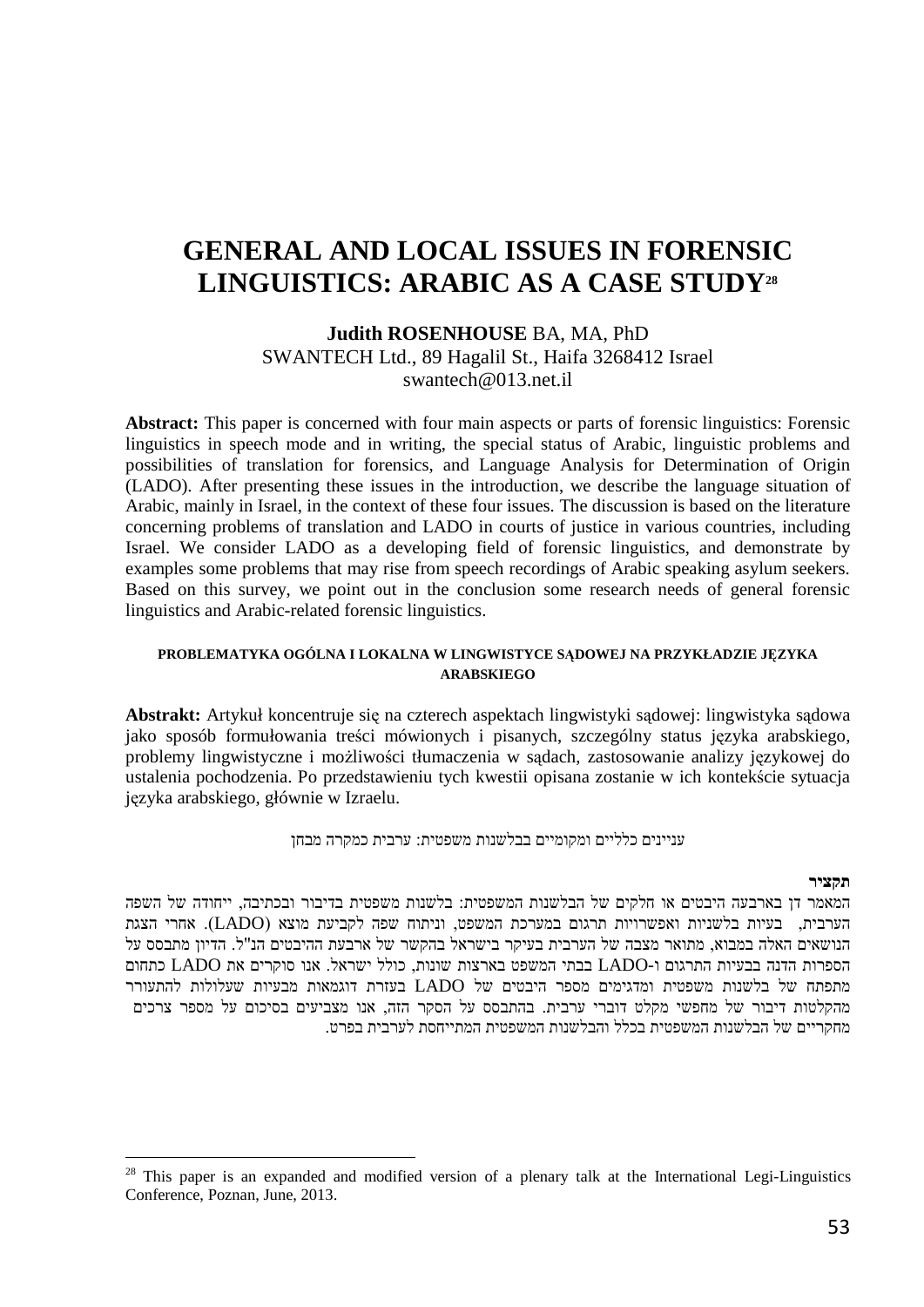# GENERAL AND LOCAL ISSUES IN FORENSIC LINGUISTICS: ARABIC AS A CASE STUDY[28]

**Judith ROSENHOUSE** BA, MA, PhD
SWANTECH Ltd., 89 Hagalil St., Haifa 3268412 Israel
swantech@013.net.il

**Abstract:** This paper is concerned with four main aspects or parts of forensic linguistics: Forensic linguistics in speech mode and in writing, the special status of Arabic, linguistic problems and possibilities of translation for forensics, and Language Analysis for Determination of Origin (LADO). After presenting these issues in the introduction, we describe the language situation of Arabic, mainly in Israel, in the context of these four issues. The discussion is based on the literature concerning problems of translation and LADO in courts of justice in various countries, including Israel. We consider LADO as a developing field of forensic linguistics, and demonstrate by examples some problems that may rise from speech recordings of Arabic speaking asylum seekers. Based on this survey, we point out in the conclusion some research needs of general forensic linguistics and Arabic-related forensic linguistics.

**PROBLEMATYKA OGÓLNA I LOKALNA W LINGWISTYCE SĄDOWEJ NA PRZYKŁADZIE JĘZYKA ARABSKIEGO**

**Abstrakt:** Artykuł koncentruje się na czterech aspektach lingwistyki sądowej: lingwistyka sądowa jako sposób formułowania treści mówionych i pisanych, szczególny status języka arabskiego, problemy lingwistyczne i możliwości tłumaczenia w sądach, zastosowanie analizy językowej do ustalenia pochodzenia. Po przedstawieniu tych kwestii opisana zostanie w ich kontekście sytuacja języka arabskiego, głównie w Izraelu.

עניינים כלליים ומקומיים בבלשנות משפטית: ערבית כמקרה מבחן

**תקציר**

המאמר דן בארבעה היבטים או חלקים של הבלשנות המשפטית: בלשנות משפטית בדיבור ובכתיבה, ייחודה של השפה הערבית, בעיות בלשניות ואפשרויות תרגום במערכת המשפט, וניתוח שפה לקביעת מוצא (LADO). אחרי הצגת הנושאים האלה במבוא, מתואר מצבה של הערבית בעיקר בישראל בהקשר של ארבעת ההיבטים הנ"ל. הדיון מתבסס על הספרות הדנה בבעיות התרגום ו-LADO בבתי המשפט בארצות שונות, כולל ישראל. אנו סוקרים את LADO כתחום מתפתח של בלשנות משפטית ומדגימים מספר היבטים של LADO בעזרת דוגמאות מבעיות שעלולות להתעורר מהקלטות דיבור של מחפשי מקלט דוברי ערבית. בהתבסס על הסקר הזה, אנו מצביעים בסיכום על מספר צרכים מחקריים של הבלשנות המשפטית בכלל והבלשנות המשפטית המתייחסת לערבית בפרט.

[28] This paper is an expanded and modified version of a plenary talk at the International Legi-Linguistics Conference, Poznan, June, 2013.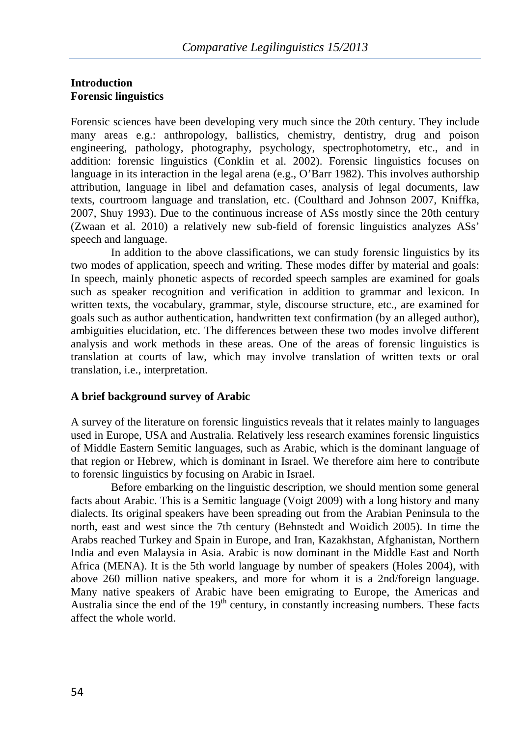## Introduction

### Forensic linguistics

Forensic sciences have been developing very much since the 20th century. They include many areas e.g.: anthropology, ballistics, chemistry, dentistry, drug and poison engineering, pathology, photography, psychology, spectrophotometry, etc., and in addition: forensic linguistics (Conklin et al. 2002). Forensic linguistics focuses on language in its interaction in the legal arena (e.g., O'Barr 1982). This involves authorship attribution, language in libel and defamation cases, analysis of legal documents, law texts, courtroom language and translation, etc. (Coulthard and Johnson 2007, Kniffka, 2007, Shuy 1993). Due to the continuous increase of ASs mostly since the 20th century (Zwaan et al. 2010) a relatively new sub-field of forensic linguistics analyzes ASs' speech and language.

In addition to the above classifications, we can study forensic linguistics by its two modes of application, speech and writing. These modes differ by material and goals: In speech, mainly phonetic aspects of recorded speech samples are examined for goals such as speaker recognition and verification in addition to grammar and lexicon. In written texts, the vocabulary, grammar, style, discourse structure, etc., are examined for goals such as author authentication, handwritten text confirmation (by an alleged author), ambiguities elucidation, etc. The differences between these two modes involve different analysis and work methods in these areas. One of the areas of forensic linguistics is translation at courts of law, which may involve translation of written texts or oral translation, i.e., interpretation.

### A brief background survey of Arabic

A survey of the literature on forensic linguistics reveals that it relates mainly to languages used in Europe, USA and Australia. Relatively less research examines forensic linguistics of Middle Eastern Semitic languages, such as Arabic, which is the dominant language of that region or Hebrew, which is dominant in Israel. We therefore aim here to contribute to forensic linguistics by focusing on Arabic in Israel.

Before embarking on the linguistic description, we should mention some general facts about Arabic. This is a Semitic language (Voigt 2009) with a long history and many dialects. Its original speakers have been spreading out from the Arabian Peninsula to the north, east and west since the 7th century (Behnstedt and Woidich 2005). In time the Arabs reached Turkey and Spain in Europe, and Iran, Kazakhstan, Afghanistan, Northern India and even Malaysia in Asia. Arabic is now dominant in the Middle East and North Africa (MENA). It is the 5th world language by number of speakers (Holes 2004), with above 260 million native speakers, and more for whom it is a 2nd/foreign language. Many native speakers of Arabic have been emigrating to Europe, the Americas and Australia since the end of the 19th century, in constantly increasing numbers. These facts affect the whole world.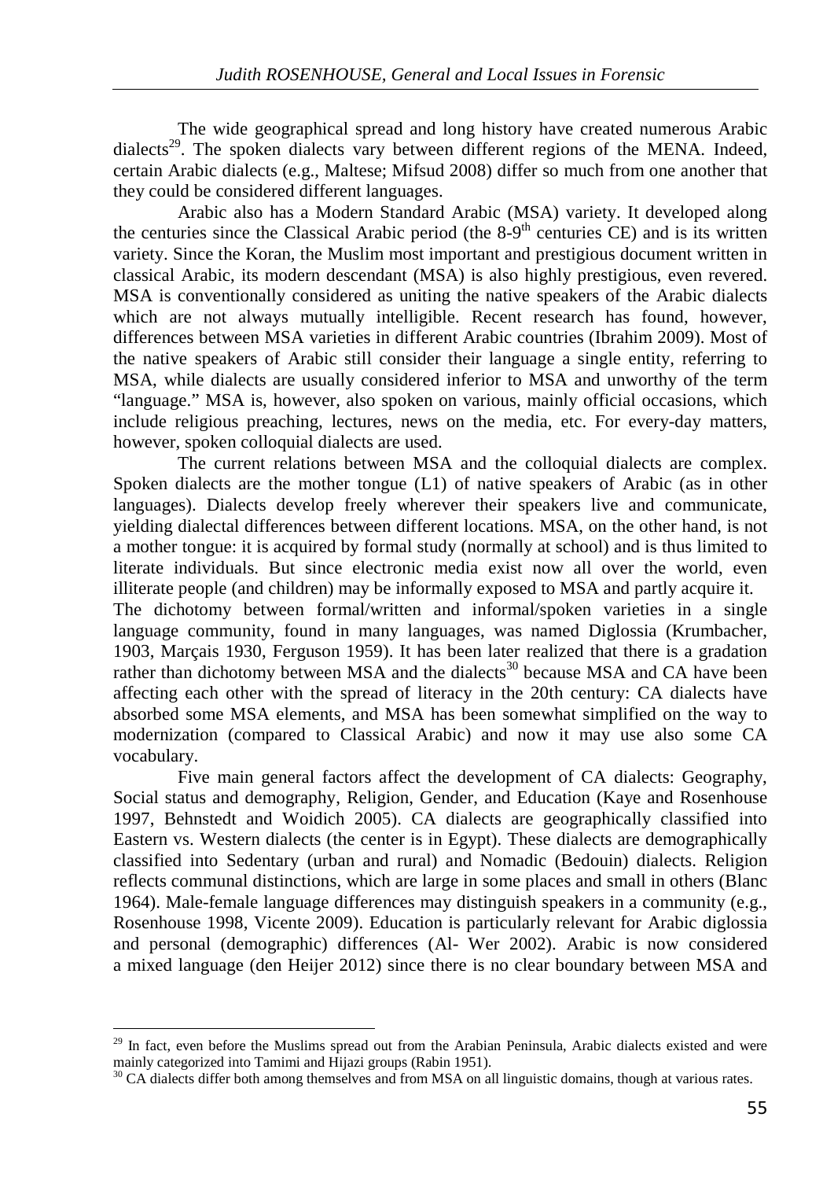The wide geographical spread and long history have created numerous Arabic dialects[29]. The spoken dialects vary between different regions of the MENA. Indeed, certain Arabic dialects (e.g., Maltese; Mifsud 2008) differ so much from one another that they could be considered different languages.

Arabic also has a Modern Standard Arabic (MSA) variety. It developed along the centuries since the Classical Arabic period (the 8-9th centuries CE) and is its written variety. Since the Koran, the Muslim most important and prestigious document written in classical Arabic, its modern descendant (MSA) is also highly prestigious, even revered. MSA is conventionally considered as uniting the native speakers of the Arabic dialects which are not always mutually intelligible. Recent research has found, however, differences between MSA varieties in different Arabic countries (Ibrahim 2009). Most of the native speakers of Arabic still consider their language a single entity, referring to MSA, while dialects are usually considered inferior to MSA and unworthy of the term "language." MSA is, however, also spoken on various, mainly official occasions, which include religious preaching, lectures, news on the media, etc. For every-day matters, however, spoken colloquial dialects are used.

The current relations between MSA and the colloquial dialects are complex. Spoken dialects are the mother tongue (L1) of native speakers of Arabic (as in other languages). Dialects develop freely wherever their speakers live and communicate, yielding dialectal differences between different locations. MSA, on the other hand, is not a mother tongue: it is acquired by formal study (normally at school) and is thus limited to literate individuals. But since electronic media exist now all over the world, even illiterate people (and children) may be informally exposed to MSA and partly acquire it.

The dichotomy between formal/written and informal/spoken varieties in a single language community, found in many languages, was named Diglossia (Krumbacher, 1903, Marçais 1930, Ferguson 1959). It has been later realized that there is a gradation rather than dichotomy between MSA and the dialects[30] because MSA and CA have been affecting each other with the spread of literacy in the 20th century: CA dialects have absorbed some MSA elements, and MSA has been somewhat simplified on the way to modernization (compared to Classical Arabic) and now it may use also some CA vocabulary.

Five main general factors affect the development of CA dialects: Geography, Social status and demography, Religion, Gender, and Education (Kaye and Rosenhouse 1997, Behnstedt and Woidich 2005). CA dialects are geographically classified into Eastern vs. Western dialects (the center is in Egypt). These dialects are demographically classified into Sedentary (urban and rural) and Nomadic (Bedouin) dialects. Religion reflects communal distinctions, which are large in some places and small in others (Blanc 1964). Male-female language differences may distinguish speakers in a community (e.g., Rosenhouse 1998, Vicente 2009). Education is particularly relevant for Arabic diglossia and personal (demographic) differences (Al- Wer 2002). Arabic is now considered a mixed language (den Heijer 2012) since there is no clear boundary between MSA and

---

[29] In fact, even before the Muslims spread out from the Arabian Peninsula, Arabic dialects existed and were mainly categorized into Tamimi and Hijazi groups (Rabin 1951).

[30] CA dialects differ both among themselves and from MSA on all linguistic domains, though at various rates.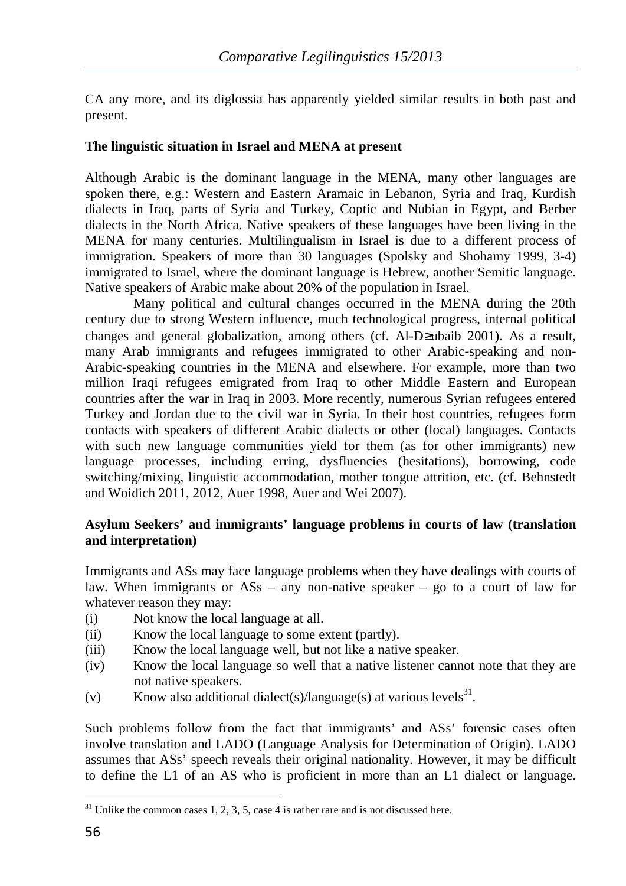CA any more, and its diglossia has apparently yielded similar results in both past and present.

**The linguistic situation in Israel and MENA at present**

Although Arabic is the dominant language in the MENA, many other languages are spoken there, e.g.: Western and Eastern Aramaic in Lebanon, Syria and Iraq, Kurdish dialects in Iraq, parts of Syria and Turkey, Coptic and Nubian in Egypt, and Berber dialects in the North Africa. Native speakers of these languages have been living in the MENA for many centuries. Multilingualism in Israel is due to a different process of immigration. Speakers of more than 30 languages (Spolsky and Shohamy 1999, 3-4) immigrated to Israel, where the dominant language is Hebrew, another Semitic language. Native speakers of Arabic make about 20% of the population in Israel.

Many political and cultural changes occurred in the MENA during the 20th century due to strong Western influence, much technological progress, internal political changes and general globalization, among others (cf. Al-D≥ubaib 2001). As a result, many Arab immigrants and refugees immigrated to other Arabic-speaking and non-Arabic-speaking countries in the MENA and elsewhere. For example, more than two million Iraqi refugees emigrated from Iraq to other Middle Eastern and European countries after the war in Iraq in 2003. More recently, numerous Syrian refugees entered Turkey and Jordan due to the civil war in Syria. In their host countries, refugees form contacts with speakers of different Arabic dialects or other (local) languages. Contacts with such new language communities yield for them (as for other immigrants) new language processes, including erring, dysfluencies (hesitations), borrowing, code switching/mixing, linguistic accommodation, mother tongue attrition, etc. (cf. Behnstedt and Woidich 2011, 2012, Auer 1998, Auer and Wei 2007).

**Asylum Seekers' and immigrants' language problems in courts of law (translation and interpretation)**

Immigrants and ASs may face language problems when they have dealings with courts of law. When immigrants or ASs – any non-native speaker – go to a court of law for whatever reason they may:

(i) Not know the local language at all.
(ii) Know the local language to some extent (partly).
(iii) Know the local language well, but not like a native speaker.
(iv) Know the local language so well that a native listener cannot note that they are not native speakers.
(v) Know also additional dialect(s)/language(s) at various levels[31].

Such problems follow from the fact that immigrants' and ASs' forensic cases often involve translation and LADO (Language Analysis for Determination of Origin). LADO assumes that ASs' speech reveals their original nationality. However, it may be difficult to define the L1 of an AS who is proficient in more than an L1 dialect or language.

[31] Unlike the common cases 1, 2, 3, 5, case 4 is rather rare and is not discussed here.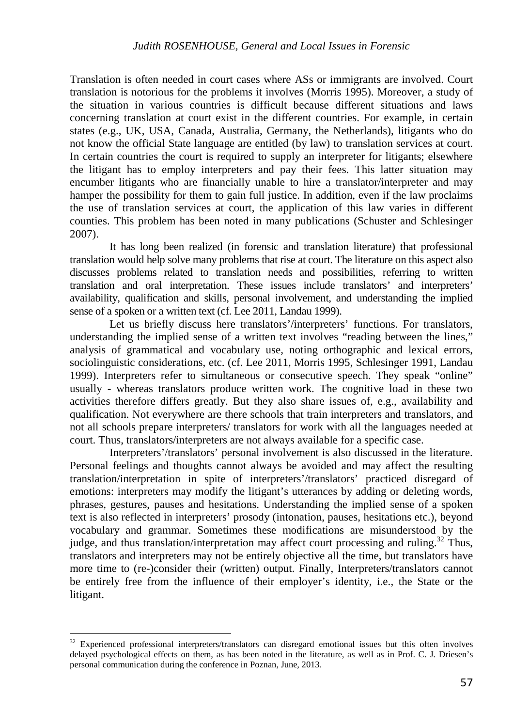Translation is often needed in court cases where ASs or immigrants are involved. Court translation is notorious for the problems it involves (Morris 1995). Moreover, a study of the situation in various countries is difficult because different situations and laws concerning translation at court exist in the different countries. For example, in certain states (e.g., UK, USA, Canada, Australia, Germany, the Netherlands), litigants who do not know the official State language are entitled (by law) to translation services at court. In certain countries the court is required to supply an interpreter for litigants; elsewhere the litigant has to employ interpreters and pay their fees. This latter situation may encumber litigants who are financially unable to hire a translator/interpreter and may hamper the possibility for them to gain full justice. In addition, even if the law proclaims the use of translation services at court, the application of this law varies in different counties. This problem has been noted in many publications (Schuster and Schlesinger 2007).

It has long been realized (in forensic and translation literature) that professional translation would help solve many problems that rise at court. The literature on this aspect also discusses problems related to translation needs and possibilities, referring to written translation and oral interpretation. These issues include translators' and interpreters' availability, qualification and skills, personal involvement, and understanding the implied sense of a spoken or a written text (cf. Lee 2011, Landau 1999).

Let us briefly discuss here translators'/interpreters' functions. For translators, understanding the implied sense of a written text involves "reading between the lines," analysis of grammatical and vocabulary use, noting orthographic and lexical errors, sociolinguistic considerations, etc. (cf. Lee 2011, Morris 1995, Schlesinger 1991, Landau 1999). Interpreters refer to simultaneous or consecutive speech. They speak "online" usually - whereas translators produce written work. The cognitive load in these two activities therefore differs greatly. But they also share issues of, e.g., availability and qualification. Not everywhere are there schools that train interpreters and translators, and not all schools prepare interpreters/ translators for work with all the languages needed at court. Thus, translators/interpreters are not always available for a specific case.

Interpreters'/translators' personal involvement is also discussed in the literature. Personal feelings and thoughts cannot always be avoided and may affect the resulting translation/interpretation in spite of interpreters'/translators' practiced disregard of emotions: interpreters may modify the litigant's utterances by adding or deleting words, phrases, gestures, pauses and hesitations. Understanding the implied sense of a spoken text is also reflected in interpreters' prosody (intonation, pauses, hesitations etc.), beyond vocabulary and grammar. Sometimes these modifications are misunderstood by the judge, and thus translation/interpretation may affect court processing and ruling.[32] Thus, translators and interpreters may not be entirely objective all the time, but translators have more time to (re-)consider their (written) output. Finally, Interpreters/translators cannot be entirely free from the influence of their employer's identity, i.e., the State or the litigant.

---

[32] Experienced professional interpreters/translators can disregard emotional issues but this often involves delayed psychological effects on them, as has been noted in the literature, as well as in Prof. C. J. Driesen's personal communication during the conference in Poznan, June, 2013.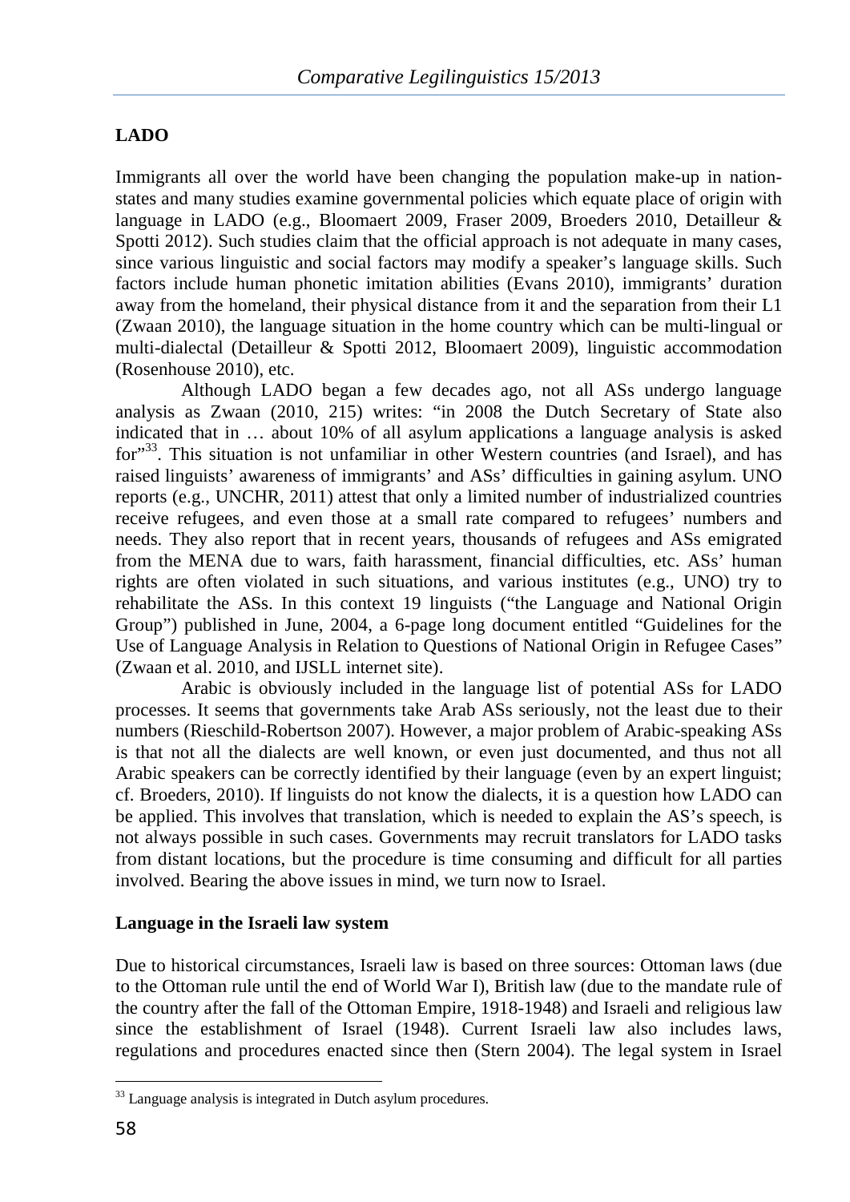## LADO

Immigrants all over the world have been changing the population make-up in nation-states and many studies examine governmental policies which equate place of origin with language in LADO (e.g., Bloomaert 2009, Fraser 2009, Broeders 2010, Detailleur & Spotti 2012). Such studies claim that the official approach is not adequate in many cases, since various linguistic and social factors may modify a speaker's language skills. Such factors include human phonetic imitation abilities (Evans 2010), immigrants' duration away from the homeland, their physical distance from it and the separation from their L1 (Zwaan 2010), the language situation in the home country which can be multi-lingual or multi-dialectal (Detailleur & Spotti 2012, Bloomaert 2009), linguistic accommodation (Rosenhouse 2010), etc.

Although LADO began a few decades ago, not all ASs undergo language analysis as Zwaan (2010, 215) writes: "in 2008 the Dutch Secretary of State also indicated that in … about 10% of all asylum applications a language analysis is asked for"[33]. This situation is not unfamiliar in other Western countries (and Israel), and has raised linguists' awareness of immigrants' and ASs' difficulties in gaining asylum. UNO reports (e.g., UNCHR, 2011) attest that only a limited number of industrialized countries receive refugees, and even those at a small rate compared to refugees' numbers and needs. They also report that in recent years, thousands of refugees and ASs emigrated from the MENA due to wars, faith harassment, financial difficulties, etc. ASs' human rights are often violated in such situations, and various institutes (e.g., UNO) try to rehabilitate the ASs. In this context 19 linguists ("the Language and National Origin Group") published in June, 2004, a 6-page long document entitled "Guidelines for the Use of Language Analysis in Relation to Questions of National Origin in Refugee Cases" (Zwaan et al. 2010, and IJSLL internet site).

Arabic is obviously included in the language list of potential ASs for LADO processes. It seems that governments take Arab ASs seriously, not the least due to their numbers (Rieschild-Robertson 2007). However, a major problem of Arabic-speaking ASs is that not all the dialects are well known, or even just documented, and thus not all Arabic speakers can be correctly identified by their language (even by an expert linguist; cf. Broeders, 2010). If linguists do not know the dialects, it is a question how LADO can be applied. This involves that translation, which is needed to explain the AS's speech, is not always possible in such cases. Governments may recruit translators for LADO tasks from distant locations, but the procedure is time consuming and difficult for all parties involved. Bearing the above issues in mind, we turn now to Israel.

## Language in the Israeli law system

Due to historical circumstances, Israeli law is based on three sources: Ottoman laws (due to the Ottoman rule until the end of World War I), British law (due to the mandate rule of the country after the fall of the Ottoman Empire, 1918-1948) and Israeli and religious law since the establishment of Israel (1948). Current Israeli law also includes laws, regulations and procedures enacted since then (Stern 2004). The legal system in Israel

---

[33] Language analysis is integrated in Dutch asylum procedures.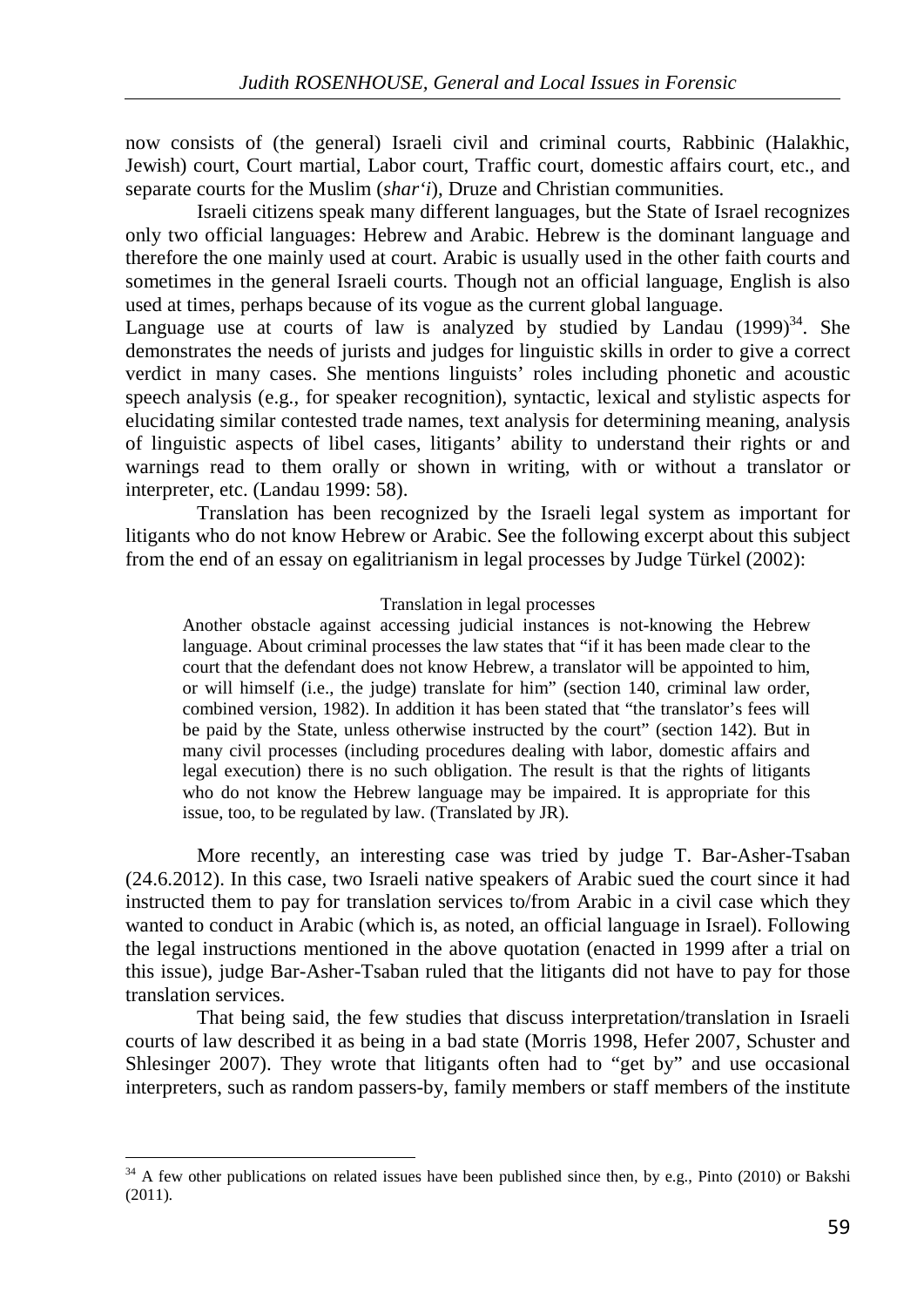now consists of (the general) Israeli civil and criminal courts, Rabbinic (Halakhic, Jewish) court, Court martial, Labor court, Traffic court, domestic affairs court, etc., and separate courts for the Muslim (*shar'i*), Druze and Christian communities.

Israeli citizens speak many different languages, but the State of Israel recognizes only two official languages: Hebrew and Arabic. Hebrew is the dominant language and therefore the one mainly used at court. Arabic is usually used in the other faith courts and sometimes in the general Israeli courts. Though not an official language, English is also used at times, perhaps because of its vogue as the current global language.

Language use at courts of law is analyzed by studied by Landau (1999)[34]. She demonstrates the needs of jurists and judges for linguistic skills in order to give a correct verdict in many cases. She mentions linguists' roles including phonetic and acoustic speech analysis (e.g., for speaker recognition), syntactic, lexical and stylistic aspects for elucidating similar contested trade names, text analysis for determining meaning, analysis of linguistic aspects of libel cases, litigants' ability to understand their rights or and warnings read to them orally or shown in writing, with or without a translator or interpreter, etc. (Landau 1999: 58).

Translation has been recognized by the Israeli legal system as important for litigants who do not know Hebrew or Arabic. See the following excerpt about this subject from the end of an essay on egalitrianism in legal processes by Judge Türkel (2002):

> Translation in legal processes
>
> Another obstacle against accessing judicial instances is not-knowing the Hebrew language. About criminal processes the law states that "if it has been made clear to the court that the defendant does not know Hebrew, a translator will be appointed to him, or will himself (i.e., the judge) translate for him" (section 140, criminal law order, combined version, 1982). In addition it has been stated that "the translator's fees will be paid by the State, unless otherwise instructed by the court" (section 142). But in many civil processes (including procedures dealing with labor, domestic affairs and legal execution) there is no such obligation. The result is that the rights of litigants who do not know the Hebrew language may be impaired. It is appropriate for this issue, too, to be regulated by law. (Translated by JR).

More recently, an interesting case was tried by judge T. Bar-Asher-Tsaban (24.6.2012). In this case, two Israeli native speakers of Arabic sued the court since it had instructed them to pay for translation services to/from Arabic in a civil case which they wanted to conduct in Arabic (which is, as noted, an official language in Israel). Following the legal instructions mentioned in the above quotation (enacted in 1999 after a trial on this issue), judge Bar-Asher-Tsaban ruled that the litigants did not have to pay for those translation services.

That being said, the few studies that discuss interpretation/translation in Israeli courts of law described it as being in a bad state (Morris 1998, Hefer 2007, Schuster and Shlesinger 2007). They wrote that litigants often had to "get by" and use occasional interpreters, such as random passers-by, family members or staff members of the institute

---

[34] A few other publications on related issues have been published since then, by e.g., Pinto (2010) or Bakshi (2011).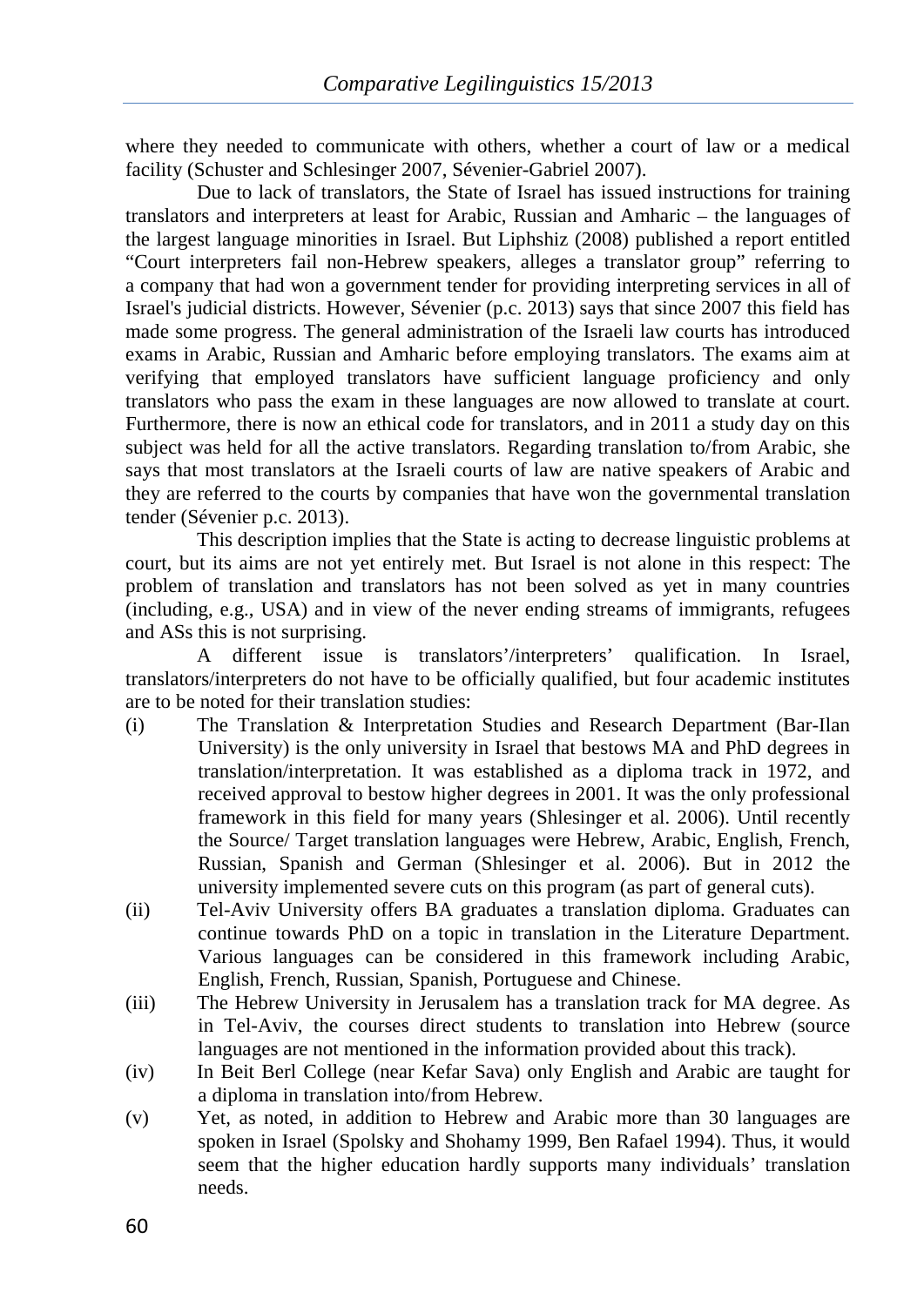where they needed to communicate with others, whether a court of law or a medical facility (Schuster and Schlesinger 2007, Sévenier-Gabriel 2007).

Due to lack of translators, the State of Israel has issued instructions for training translators and interpreters at least for Arabic, Russian and Amharic – the languages of the largest language minorities in Israel. But Liphshiz (2008) published a report entitled "Court interpreters fail non-Hebrew speakers, alleges a translator group" referring to a company that had won a government tender for providing interpreting services in all of Israel's judicial districts. However, Sévenier (p.c. 2013) says that since 2007 this field has made some progress. The general administration of the Israeli law courts has introduced exams in Arabic, Russian and Amharic before employing translators. The exams aim at verifying that employed translators have sufficient language proficiency and only translators who pass the exam in these languages are now allowed to translate at court. Furthermore, there is now an ethical code for translators, and in 2011 a study day on this subject was held for all the active translators. Regarding translation to/from Arabic, she says that most translators at the Israeli courts of law are native speakers of Arabic and they are referred to the courts by companies that have won the governmental translation tender (Sévenier p.c. 2013).

This description implies that the State is acting to decrease linguistic problems at court, but its aims are not yet entirely met. But Israel is not alone in this respect: The problem of translation and translators has not been solved as yet in many countries (including, e.g., USA) and in view of the never ending streams of immigrants, refugees and ASs this is not surprising.

A different issue is translators'/interpreters' qualification. In Israel, translators/interpreters do not have to be officially qualified, but four academic institutes are to be noted for their translation studies:

(i) The Translation & Interpretation Studies and Research Department (Bar-Ilan University) is the only university in Israel that bestows MA and PhD degrees in translation/interpretation. It was established as a diploma track in 1972, and received approval to bestow higher degrees in 2001. It was the only professional framework in this field for many years (Shlesinger et al. 2006). Until recently the Source/ Target translation languages were Hebrew, Arabic, English, French, Russian, Spanish and German (Shlesinger et al. 2006). But in 2012 the university implemented severe cuts on this program (as part of general cuts).

(ii) Tel-Aviv University offers BA graduates a translation diploma. Graduates can continue towards PhD on a topic in translation in the Literature Department. Various languages can be considered in this framework including Arabic, English, French, Russian, Spanish, Portuguese and Chinese.

(iii) The Hebrew University in Jerusalem has a translation track for MA degree. As in Tel-Aviv, the courses direct students to translation into Hebrew (source languages are not mentioned in the information provided about this track).

(iv) In Beit Berl College (near Kefar Sava) only English and Arabic are taught for a diploma in translation into/from Hebrew.

(v) Yet, as noted, in addition to Hebrew and Arabic more than 30 languages are spoken in Israel (Spolsky and Shohamy 1999, Ben Rafael 1994). Thus, it would seem that the higher education hardly supports many individuals' translation needs.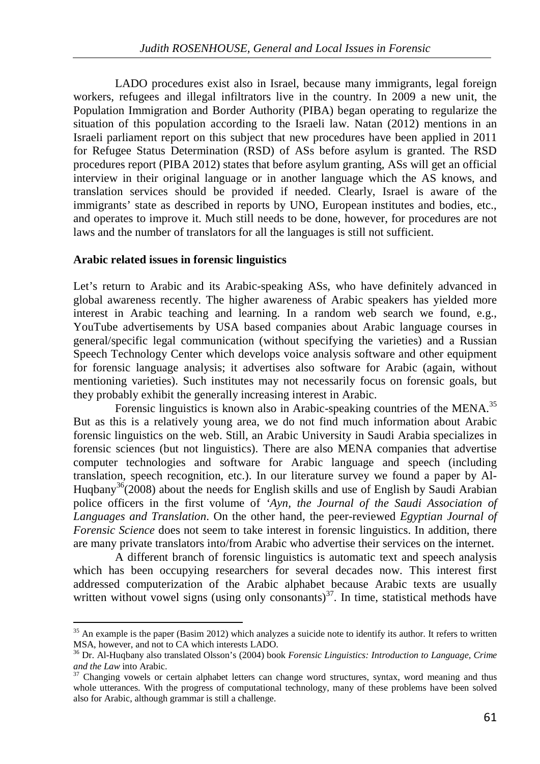LADO procedures exist also in Israel, because many immigrants, legal foreign workers, refugees and illegal infiltrators live in the country. In 2009 a new unit, the Population Immigration and Border Authority (PIBA) began operating to regularize the situation of this population according to the Israeli law. Natan (2012) mentions in an Israeli parliament report on this subject that new procedures have been applied in 2011 for Refugee Status Determination (RSD) of ASs before asylum is granted. The RSD procedures report (PIBA 2012) states that before asylum granting, ASs will get an official interview in their original language or in another language which the AS knows, and translation services should be provided if needed. Clearly, Israel is aware of the immigrants' state as described in reports by UNO, European institutes and bodies, etc., and operates to improve it. Much still needs to be done, however, for procedures are not laws and the number of translators for all the languages is still not sufficient.

**Arabic related issues in forensic linguistics**

Let's return to Arabic and its Arabic-speaking ASs, who have definitely advanced in global awareness recently. The higher awareness of Arabic speakers has yielded more interest in Arabic teaching and learning. In a random web search we found, e.g., YouTube advertisements by USA based companies about Arabic language courses in general/specific legal communication (without specifying the varieties) and a Russian Speech Technology Center which develops voice analysis software and other equipment for forensic language analysis; it advertises also software for Arabic (again, without mentioning varieties). Such institutes may not necessarily focus on forensic goals, but they probably exhibit the generally increasing interest in Arabic.

Forensic linguistics is known also in Arabic-speaking countries of the MENA.[35] But as this is a relatively young area, we do not find much information about Arabic forensic linguistics on the web. Still, an Arabic University in Saudi Arabia specializes in forensic sciences (but not linguistics). There are also MENA companies that advertise computer technologies and software for Arabic language and speech (including translation, speech recognition, etc.). In our literature survey we found a paper by Al-Huqbany[36](2008) about the needs for English skills and use of English by Saudi Arabian police officers in the first volume of *'Ayn, the Journal of the Saudi Association of Languages and Translation*. On the other hand, the peer-reviewed *Egyptian Journal of Forensic Science* does not seem to take interest in forensic linguistics. In addition, there are many private translators into/from Arabic who advertise their services on the internet.

A different branch of forensic linguistics is automatic text and speech analysis which has been occupying researchers for several decades now. This interest first addressed computerization of the Arabic alphabet because Arabic texts are usually written without vowel signs (using only consonants)[37]. In time, statistical methods have

---

[35] An example is the paper (Basim 2012) which analyzes a suicide note to identify its author. It refers to written MSA, however, and not to CA which interests LADO.

[36] Dr. Al-Huqbany also translated Olsson's (2004) book *Forensic Linguistics: Introduction to Language, Crime and the Law* into Arabic.

[37] Changing vowels or certain alphabet letters can change word structures, syntax, word meaning and thus whole utterances. With the progress of computational technology, many of these problems have been solved also for Arabic, although grammar is still a challenge.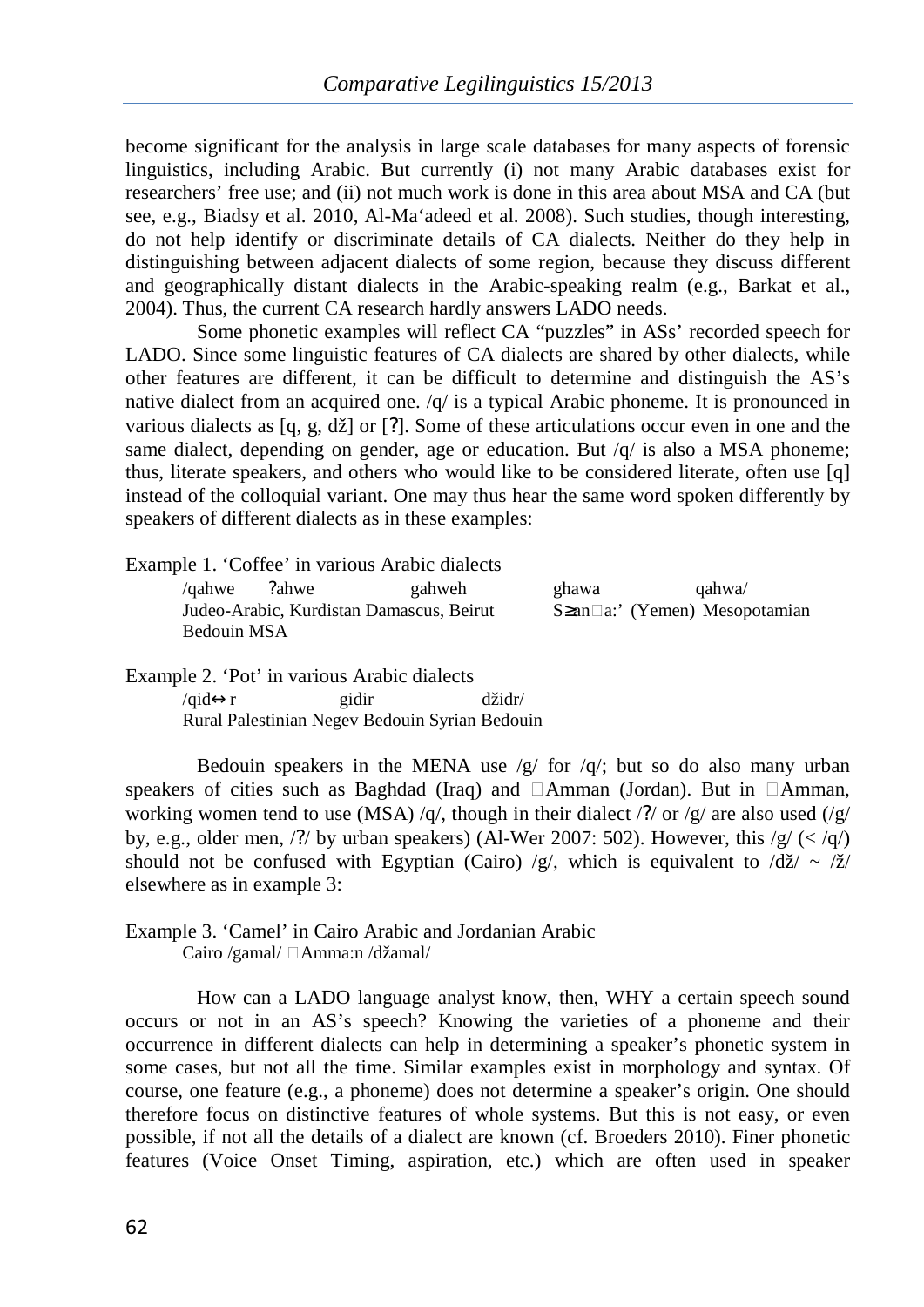become significant for the analysis in large scale databases for many aspects of forensic linguistics, including Arabic. But currently (i) not many Arabic databases exist for researchers' free use; and (ii) not much work is done in this area about MSA and CA (but see, e.g., Biadsy et al. 2010, Al-Ma'adeed et al. 2008). Such studies, though interesting, do not help identify or discriminate details of CA dialects. Neither do they help in distinguishing between adjacent dialects of some region, because they discuss different and geographically distant dialects in the Arabic-speaking realm (e.g., Barkat et al., 2004). Thus, the current CA research hardly answers LADO needs.

Some phonetic examples will reflect CA "puzzles" in ASs' recorded speech for LADO. Since some linguistic features of CA dialects are shared by other dialects, while other features are different, it can be difficult to determine and distinguish the AS's native dialect from an acquired one. /q/ is a typical Arabic phoneme. It is pronounced in various dialects as [q, g, dž] or [ʔ]. Some of these articulations occur even in one and the same dialect, depending on gender, age or education. But /q/ is also a MSA phoneme; thus, literate speakers, and others who would like to be considered literate, often use [q] instead of the colloquial variant. One may thus hear the same word spoken differently by speakers of different dialects as in these examples:

Example 1. 'Coffee' in various Arabic dialects

/qahwe ʔahwe gahweh ghawa qahwa/
Judeo-Arabic, Kurdistan Damascus, Beirut S≥an□a:' (Yemen) Mesopotamian Bedouin MSA

Example 2. 'Pot' in various Arabic dialects

/qid↔r gidir džidr/
Rural Palestinian Negev Bedouin Syrian Bedouin

Bedouin speakers in the MENA use /g/ for /q/; but so do also many urban speakers of cities such as Baghdad (Iraq) and □Amman (Jordan). But in □Amman, working women tend to use (MSA) /q/, though in their dialect /ʔ/ or /g/ are also used (/g/ by, e.g., older men, /ʔ/ by urban speakers) (Al-Wer 2007: 502). However, this /g/ (< /q/) should not be confused with Egyptian (Cairo) /g/, which is equivalent to /dž/ ~ /ž/ elsewhere as in example 3:

Example 3. 'Camel' in Cairo Arabic and Jordanian Arabic

Cairo /gamal/ □Amma:n /džamal/

How can a LADO language analyst know, then, WHY a certain speech sound occurs or not in an AS's speech? Knowing the varieties of a phoneme and their occurrence in different dialects can help in determining a speaker's phonetic system in some cases, but not all the time. Similar examples exist in morphology and syntax. Of course, one feature (e.g., a phoneme) does not determine a speaker's origin. One should therefore focus on distinctive features of whole systems. But this is not easy, or even possible, if not all the details of a dialect are known (cf. Broeders 2010). Finer phonetic features (Voice Onset Timing, aspiration, etc.) which are often used in speaker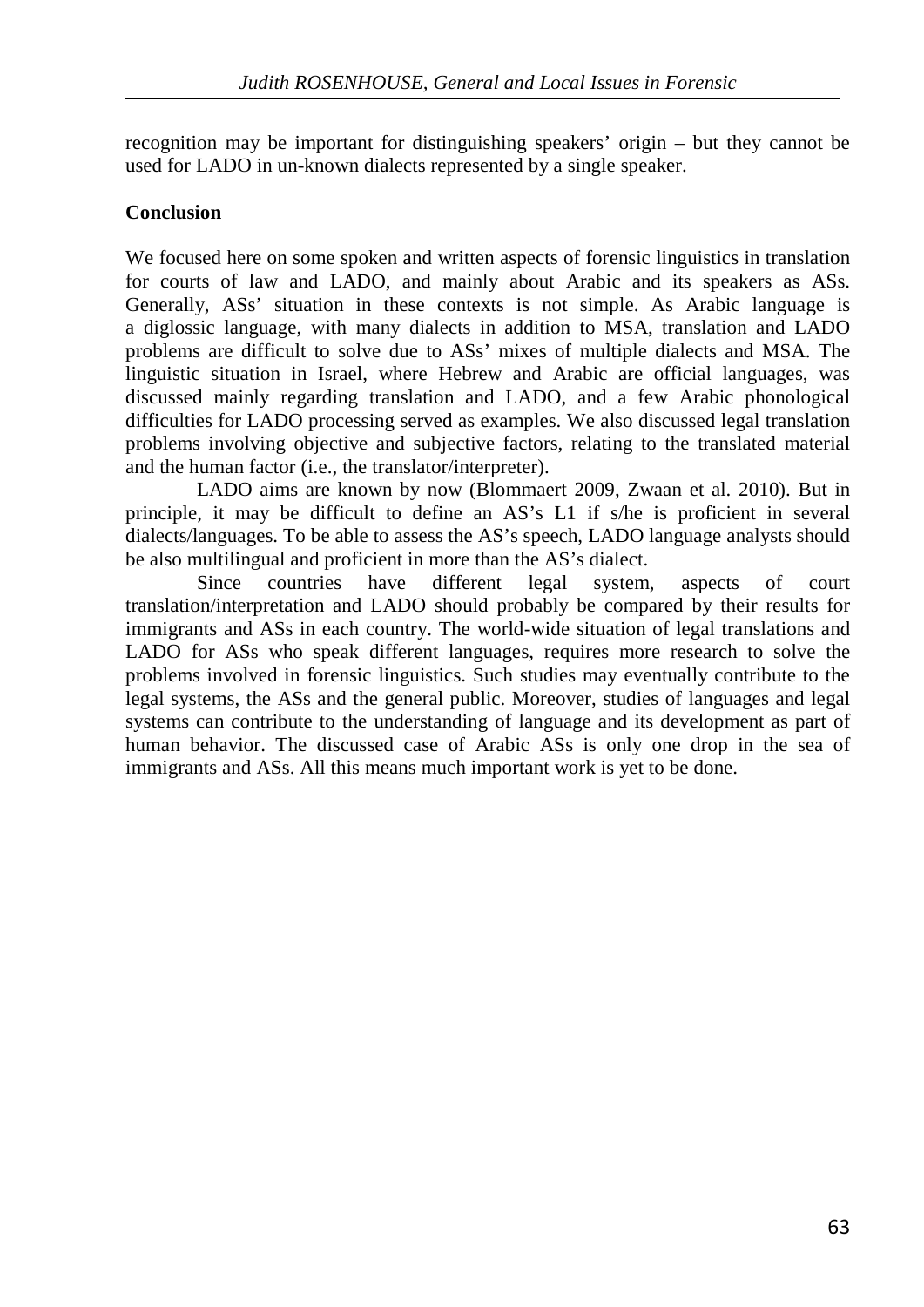recognition may be important for distinguishing speakers' origin – but they cannot be used for LADO in un-known dialects represented by a single speaker.

## Conclusion

We focused here on some spoken and written aspects of forensic linguistics in translation for courts of law and LADO, and mainly about Arabic and its speakers as ASs. Generally, ASs' situation in these contexts is not simple. As Arabic language is a diglossic language, with many dialects in addition to MSA, translation and LADO problems are difficult to solve due to ASs' mixes of multiple dialects and MSA. The linguistic situation in Israel, where Hebrew and Arabic are official languages, was discussed mainly regarding translation and LADO, and a few Arabic phonological difficulties for LADO processing served as examples. We also discussed legal translation problems involving objective and subjective factors, relating to the translated material and the human factor (i.e., the translator/interpreter).

LADO aims are known by now (Blommaert 2009, Zwaan et al. 2010). But in principle, it may be difficult to define an AS's L1 if s/he is proficient in several dialects/languages. To be able to assess the AS's speech, LADO language analysts should be also multilingual and proficient in more than the AS's dialect.

Since countries have different legal system, aspects of court translation/interpretation and LADO should probably be compared by their results for immigrants and ASs in each country. The world-wide situation of legal translations and LADO for ASs who speak different languages, requires more research to solve the problems involved in forensic linguistics. Such studies may eventually contribute to the legal systems, the ASs and the general public. Moreover, studies of languages and legal systems can contribute to the understanding of language and its development as part of human behavior. The discussed case of Arabic ASs is only one drop in the sea of immigrants and ASs. All this means much important work is yet to be done.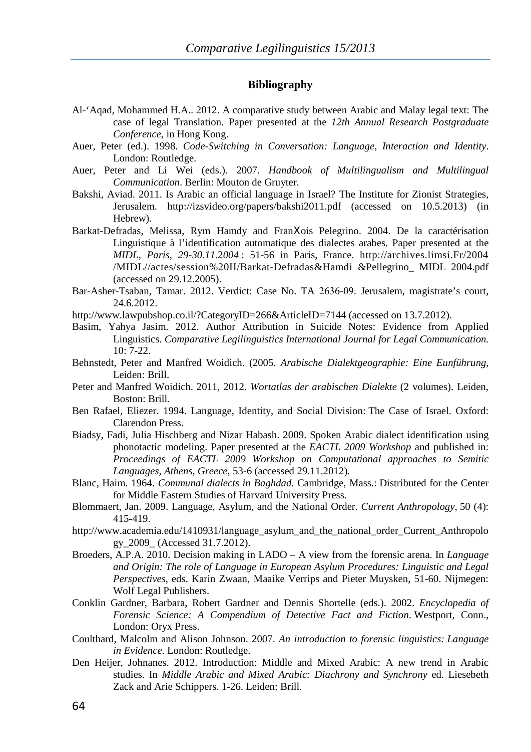## Bibliography

Al-‘Aqad, Mohammed H.A.. 2012. A comparative study between Arabic and Malay legal text: The case of legal Translation. Paper presented at the *12th Annual Research Postgraduate Conference*, in Hong Kong.

Auer, Peter (ed.). 1998. *Code-Switching in Conversation: Language, Interaction and Identity*. London: Routledge.

Auer, Peter and Li Wei (eds.). 2007. *Handbook of Multilingualism and Multilingual Communication*. Berlin: Mouton de Gruyter.

Bakshi, Aviad. 2011. Is Arabic an official language in Israel? The Institute for Zionist Strategies, Jerusalem. http://izsvideo.org/papers/bakshi2011.pdf (accessed on 10.5.2013) (in Hebrew).

Barkat-Defradas, Melissa, Rym Hamdy and FranXois Pelegrino. 2004. De la caractérisation Linguistique à l’identification automatique des dialectes arabes. Paper presented at the *MIDL, Paris, 29-30.11.2004* : 51-56 in Paris, France. http://archives.limsi.Fr/2004 /MIDL//actes/session%20II/Barkat-Defradas&Hamdi &Pellegrino_ MIDL 2004.pdf (accessed on 29.12.2005).

Bar-Asher-Tsaban, Tamar. 2012. Verdict: Case No. TA 2636-09. Jerusalem, magistrate’s court, 24.6.2012.

http://www.lawpubshop.co.il/?CategoryID=266&ArticleID=7144 (accessed on 13.7.2012).

Basim, Yahya Jasim. 2012. Author Attribution in Suicide Notes: Evidence from Applied Linguistics. *Comparative Legilinguistics International Journal for Legal Communication.* 10: 7-22.

Behnstedt, Peter and Manfred Woidich. (2005. *Arabische Dialektgeographie: Eine Eunführung*, Leiden: Brill.

Peter and Manfred Woidich. 2011, 2012. *Wortatlas der arabischen Dialekte* (2 volumes). Leiden, Boston: Brill.

Ben Rafael, Eliezer. 1994. Language, Identity, and Social Division: The Case of Israel. Oxford: Clarendon Press.

Biadsy, Fadi, Julia Hischberg and Nizar Habash. 2009. Spoken Arabic dialect identification using phonotactic modeling. Paper presented at the *EACTL 2009 Workshop* and published in: *Proceedings of EACTL 2009 Workshop on Computational approaches to Semitic Languages, Athens, Greece*, 53-6 (accessed 29.11.2012).

Blanc, Haim. 1964. *Communal dialects in Baghdad.* Cambridge, Mass.: Distributed for the Center for Middle Eastern Studies of Harvard University Press.

Blommaert, Jan. 2009. Language, Asylum, and the National Order. *Current Anthropology*, 50 (4): 415-419.

http://www.academia.edu/1410931/language_asylum_and_the_national_order_Current_Anthropology_2009_ (Accessed 31.7.2012).

Broeders, A.P.A. 2010. Decision making in LADO – A view from the forensic arena. In *Language and Origin: The role of Language in European Asylum Procedures: Linguistic and Legal Perspectives*, eds. Karin Zwaan, Maaike Verrips and Pieter Muysken, 51-60. Nijmegen: Wolf Legal Publishers.

Conklin Gardner, Barbara, Robert Gardner and Dennis Shortelle (eds.). 2002. *Encyclopedia of Forensic Science: A Compendium of Detective Fact and Fiction*. Westport, Conn., London: Oryx Press.

Coulthard, Malcolm and Alison Johnson. 2007. *An introduction to forensic linguistics: Language in Evidence*. London: Routledge.

Den Heijer, Johnanes. 2012. Introduction: Middle and Mixed Arabic: A new trend in Arabic studies. In *Middle Arabic and Mixed Arabic: Diachrony and Synchrony* ed. Liesebeth Zack and Arie Schippers. 1-26. Leiden: Brill.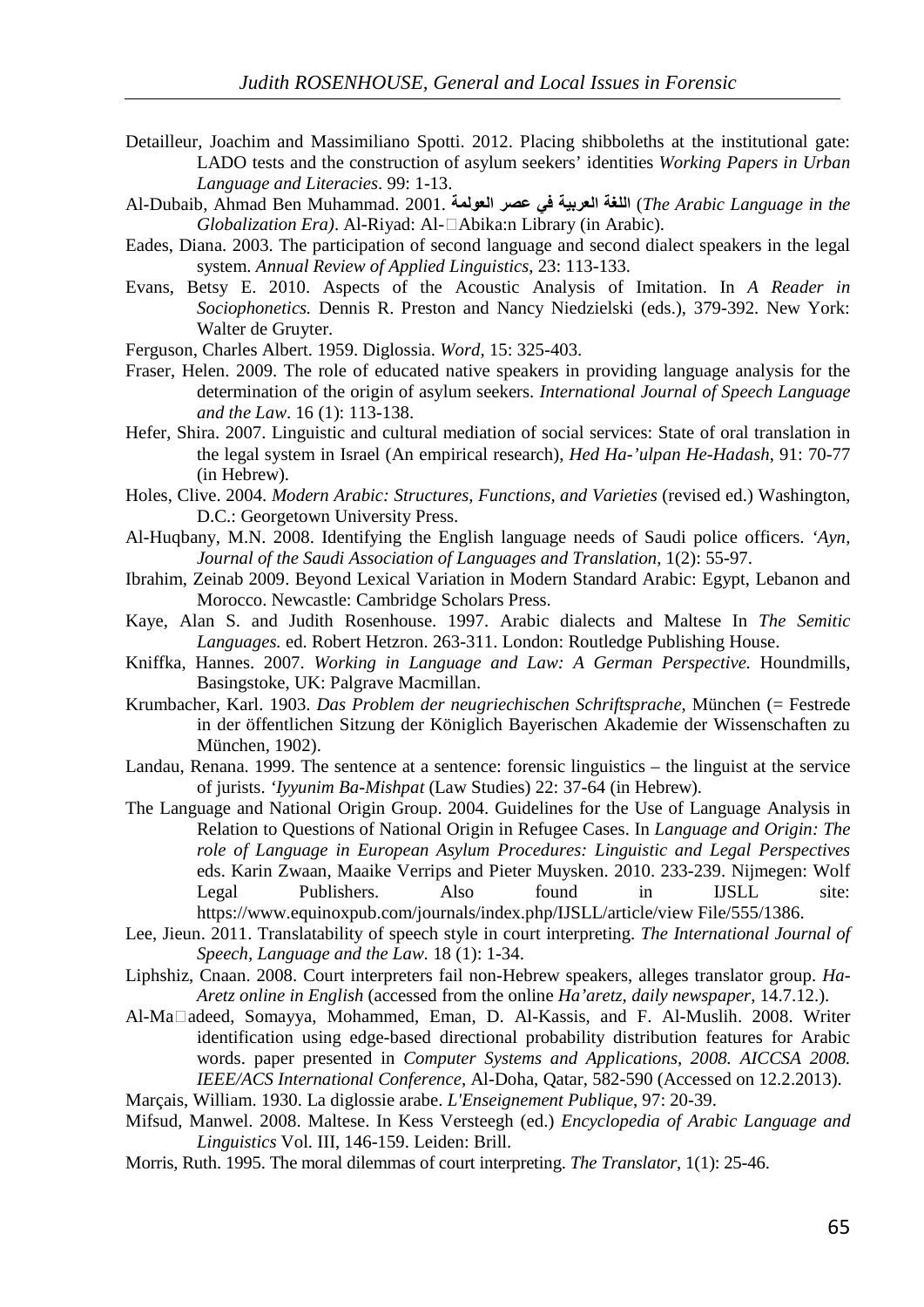Detailleur, Joachim and Massimiliano Spotti. 2012. Placing shibboleths at the institutional gate: LADO tests and the construction of asylum seekers' identities *Working Papers in Urban Language and Literacies*. 99: 1-13.

Al-Dubaib, Ahmad Ben Muhammad. 2001. **اللغة العربية في عصر العولمة** (*The Arabic Language in the Globalization Era)*. Al-Riyad: Al-□Abika:n Library (in Arabic).

Eades, Diana. 2003. The participation of second language and second dialect speakers in the legal system. *Annual Review of Applied Linguistics*, 23: 113-133.

Evans, Betsy E. 2010. Aspects of the Acoustic Analysis of Imitation. In *A Reader in Sociophonetics.* Dennis R. Preston and Nancy Niedzielski (eds.), 379-392. New York: Walter de Gruyter.

Ferguson, Charles Albert. 1959. Diglossia. *Word*, 15: 325-403.

Fraser, Helen. 2009. The role of educated native speakers in providing language analysis for the determination of the origin of asylum seekers. *International Journal of Speech Language and the Law*. 16 (1): 113-138.

Hefer, Shira. 2007. Linguistic and cultural mediation of social services: State of oral translation in the legal system in Israel (An empirical research), *Hed Ha-'ulpan He-Hadash*, 91: 70-77 (in Hebrew).

Holes, Clive. 2004. *Modern Arabic: Structures, Functions, and Varieties* (revised ed.) Washington, D.C.: Georgetown University Press.

Al-Huqbany, M.N. 2008. Identifying the English language needs of Saudi police officers. *'Ayn, Journal of the Saudi Association of Languages and Translation*, 1(2): 55-97.

Ibrahim, Zeinab 2009. Beyond Lexical Variation in Modern Standard Arabic: Egypt, Lebanon and Morocco. Newcastle: Cambridge Scholars Press.

Kaye, Alan S. and Judith Rosenhouse. 1997. Arabic dialects and Maltese In *The Semitic Languages.* ed. Robert Hetzron. 263-311. London: Routledge Publishing House.

Kniffka, Hannes. 2007. *Working in Language and Law: A German Perspective.* Houndmills, Basingstoke, UK: Palgrave Macmillan.

Krumbacher, Karl. 1903. *Das Problem der neugriechischen Schriftsprache*, München (= Festrede in der öffentlichen Sitzung der Königlich Bayerischen Akademie der Wissenschaften zu München, 1902).

Landau, Renana. 1999. The sentence at a sentence: forensic linguistics – the linguist at the service of jurists. *'Iyyunim Ba-Mishpat* (Law Studies) 22: 37-64 (in Hebrew).

The Language and National Origin Group. 2004. Guidelines for the Use of Language Analysis in Relation to Questions of National Origin in Refugee Cases. In *Language and Origin: The role of Language in European Asylum Procedures: Linguistic and Legal Perspectives* eds. Karin Zwaan, Maaike Verrips and Pieter Muysken. 2010. 233-239. Nijmegen: Wolf Legal Publishers. Also found in IJSLL site: https://www.equinoxpub.com/journals/index.php/IJSLL/article/view File/555/1386.

Lee, Jieun. 2011. Translatability of speech style in court interpreting. *The International Journal of Speech, Language and the Law.* 18 (1): 1-34.

Liphshiz, Cnaan. 2008. Court interpreters fail non-Hebrew speakers, alleges translator group. *Ha-Aretz online in English* (accessed from the online *Ha'aretz, daily newspaper*, 14.7.12.).

Al-Ma□adeed, Somayya, Mohammed, Eman, D. Al-Kassis, and F. Al-Muslih. 2008. Writer identification using edge-based directional probability distribution features for Arabic words. paper presented in *Computer Systems and Applications, 2008. AICCSA 2008. IEEE/ACS International Conference*, Al-Doha, Qatar, 582-590 (Accessed on 12.2.2013).

Marçais, William. 1930. La diglossie arabe. *L'Enseignement Publique*, 97: 20-39.

Mifsud, Manwel. 2008. Maltese. In Kess Versteegh (ed.) *Encyclopedia of Arabic Language and Linguistics* Vol. III, 146-159. Leiden: Brill.

Morris, Ruth. 1995. The moral dilemmas of court interpreting. *The Translator*, 1(1): 25-46.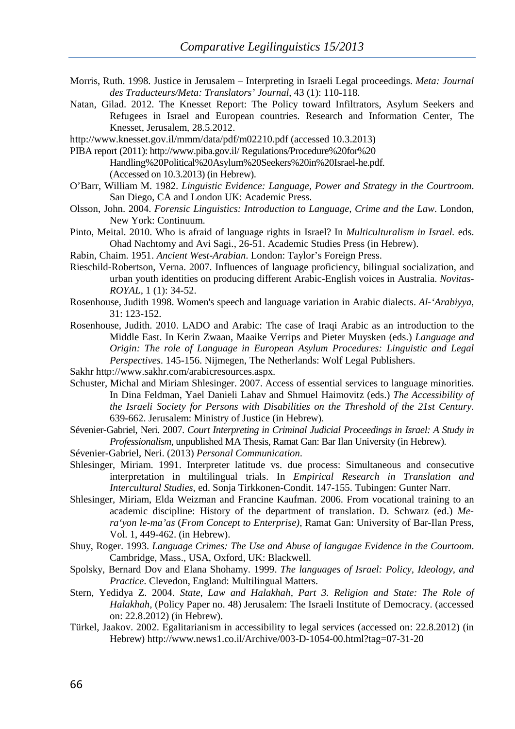Morris, Ruth. 1998. Justice in Jerusalem – Interpreting in Israeli Legal proceedings. *Meta: Journal des Traducteurs/Meta: Translators' Journal*, 43 (1): 110-118.

Natan, Gilad. 2012. The Knesset Report: The Policy toward Infiltrators, Asylum Seekers and Refugees in Israel and European countries. Research and Information Center, The Knesset, Jerusalem, 28.5.2012.

http://www.knesset.gov.il/mmm/data/pdf/m02210.pdf (accessed 10.3.2013)

PIBA report (2011): http://www.piba.gov.il/ Regulations/Procedure%20for%20 Handling%20Political%20Asylum%20Seekers%20in%20Israel-he.pdf. (Accessed on 10.3.2013) (in Hebrew).

O'Barr, William M. 1982. *Linguistic Evidence: Language, Power and Strategy in the Courtroom*. San Diego, CA and London UK: Academic Press.

Olsson, John. 2004. *Forensic Linguistics: Introduction to Language, Crime and the Law*. London, New York: Continuum.

Pinto, Meital. 2010. Who is afraid of language rights in Israel? In *Multiculturalism in Israel.* eds. Ohad Nachtomy and Avi Sagi., 26-51. Academic Studies Press (in Hebrew).

Rabin, Chaim. 1951. *Ancient West-Arabian*. London: Taylor's Foreign Press.

Rieschild-Robertson, Verna. 2007. Influences of language proficiency, bilingual socialization, and urban youth identities on producing different Arabic-English voices in Australia. *Novitas-ROYAL*, 1 (1): 34-52.

Rosenhouse, Judith 1998. Women's speech and language variation in Arabic dialects. *Al-'Arabiyya*, 31: 123-152.

Rosenhouse, Judith. 2010. LADO and Arabic: The case of Iraqi Arabic as an introduction to the Middle East. In Kerin Zwaan, Maaike Verrips and Pieter Muysken (eds.) *Language and Origin: The role of Language in European Asylum Procedures: Linguistic and Legal Perspectives*. 145-156. Nijmegen, The Netherlands: Wolf Legal Publishers.

Sakhr http://www.sakhr.com/arabicresources.aspx.

Schuster, Michal and Miriam Shlesinger. 2007. Access of essential services to language minorities. In Dina Feldman, Yael Danieli Lahav and Shmuel Haimovitz (eds.) *The Accessibility of the Israeli Society for Persons with Disabilities on the Threshold of the 21st Century*. 639-662. Jerusalem: Ministry of Justice (in Hebrew).

Sévenier-Gabriel, Neri. 2007. *Court Interpreting in Criminal Judicial Proceedings in Israel: A Study in Professionalism*, unpublished MA Thesis, Ramat Gan: Bar Ilan University (in Hebrew).

Sévenier-Gabriel, Neri. (2013) *Personal Communication*.

Shlesinger, Miriam. 1991. Interpreter latitude vs. due process: Simultaneous and consecutive interpretation in multilingual trials. In *Empirical Research in Translation and Intercultural Studies*, ed. Sonja Tirkkonen-Condit. 147-155. Tubingen: Gunter Narr.

Shlesinger, Miriam, Elda Weizman and Francine Kaufman. 2006. From vocational training to an academic discipline: History of the department of translation. D. Schwarz (ed.) *Me-ra'yon le-ma'as* (*From Concept to Enterprise),* Ramat Gan: University of Bar-Ilan Press, Vol. 1, 449-462. (in Hebrew).

Shuy, Roger. 1993. *Language Crimes: The Use and Abuse of langugae Evidence in the Courtoom*. Cambridge, Mass., USA, Oxford, UK: Blackwell.

Spolsky, Bernard Dov and Elana Shohamy. 1999. *The languages of Israel: Policy, Ideology, and Practice*. Clevedon, England: Multilingual Matters.

Stern, Yedidya Z. 2004. *State, Law and Halakhah, Part 3. Religion and State: The Role of Halakhah,* (Policy Paper no. 48) Jerusalem: The Israeli Institute of Democracy. (accessed on: 22.8.2012) (in Hebrew).

Türkel, Jaakov. 2002. Egalitarianism in accessibility to legal services (accessed on: 22.8.2012) (in Hebrew) http://www.news1.co.il/Archive/003-D-1054-00.html?tag=07-31-20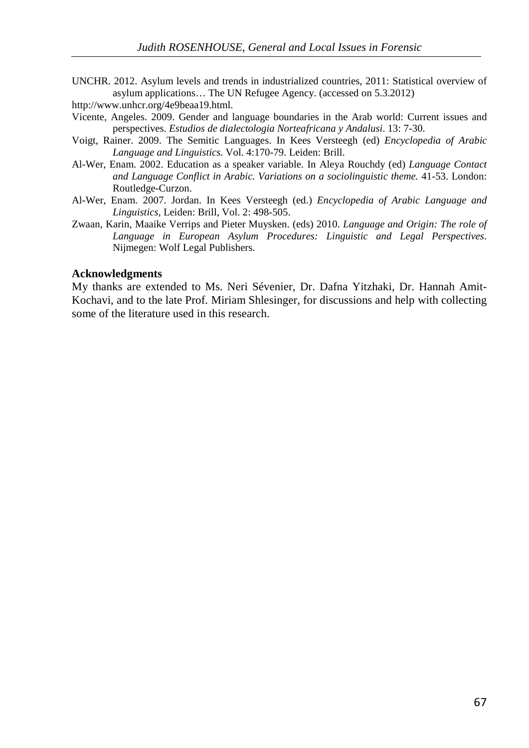UNCHR. 2012. Asylum levels and trends in industrialized countries, 2011: Statistical overview of asylum applications… The UN Refugee Agency. (accessed on 5.3.2012) http://www.unhcr.org/4e9beaa19.html.

Vicente, Angeles. 2009. Gender and language boundaries in the Arab world: Current issues and perspectives. *Estudios de dialectologia Norteafricana y Andalusi*. 13: 7-30.

Voigt, Rainer. 2009. The Semitic Languages. In Kees Versteegh (ed) *Encyclopedia of Arabic Language and Linguistics.* Vol. 4:170-79. Leiden: Brill.

Al-Wer, Enam. 2002. Education as a speaker variable. In Aleya Rouchdy (ed) *Language Contact and Language Conflict in Arabic. Variations on a sociolinguistic theme.* 41-53. London: Routledge-Curzon.

Al-Wer, Enam. 2007. Jordan. In Kees Versteegh (ed.) *Encyclopedia of Arabic Language and Linguistics*, Leiden: Brill, Vol. 2: 498-505.

Zwaan, Karin, Maaike Verrips and Pieter Muysken. (eds) 2010. *Language and Origin: The role of Language in European Asylum Procedures: Linguistic and Legal Perspectives*. Nijmegen: Wolf Legal Publishers.

**Acknowledgments**

My thanks are extended to Ms. Neri Sévenier, Dr. Dafna Yitzhaki, Dr. Hannah Amit-Kochavi, and to the late Prof. Miriam Shlesinger, for discussions and help with collecting some of the literature used in this research.